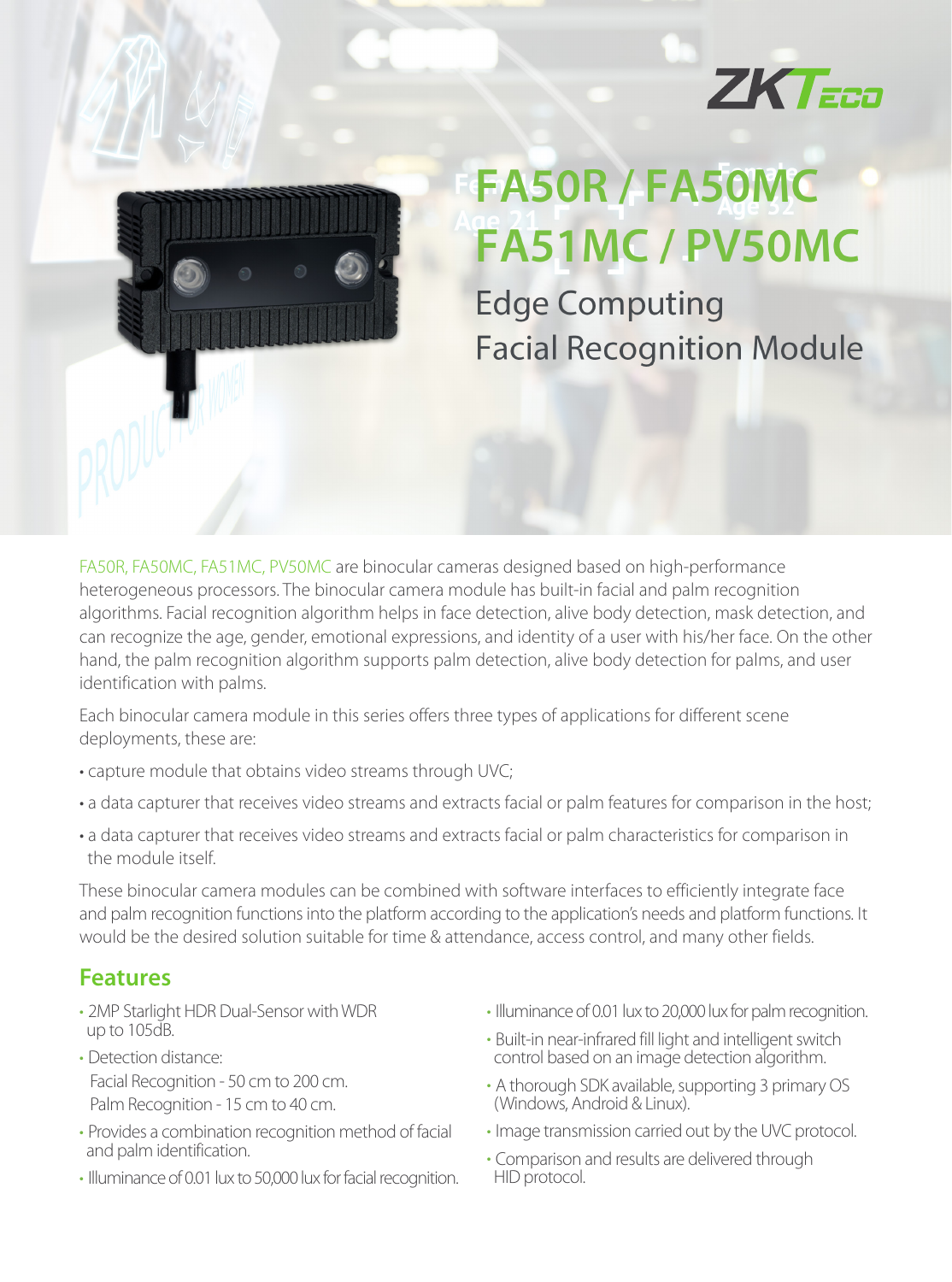# FA50R / FA50MC FA51MC / PV50MC

## Edge Computing Facial Recognition Module

FA50R, FA50MC, FA51MC, PV50MC are binocular cameras designed based on high-performance heterogeneous processors. The binocular camera module has built-in facial and palm recognition algorithms. Facial recognition algorithm helps in face detection, alive body detection, mask detection, and can recognize the age, gender, emotional expressions, and identity of a user with his/her face. On the other hand, the palm recognition algorithm supports palm detection, alive body detection for palms, and user identification with palms.

Each binocular camera module in this series offers three types of applications for different scene deployments, these are:

- capture module that obtains video streams through UVC;
- a data capturer that receives video streams and extracts facial or palm features for comparison in the host;
- a data capturer that receives video streams and extracts facial or palm characteristics for comparison in the module itself.

These binocular camera modules can be combined with software interfaces to efficiently integrate face and palm recognition functions into the platform according to the application's needs and platform functions. It would be the desired solution suitable for time & attendance, access control, and many other fields.

## Features

- 2MP Starlight HDR Dual-Sensor with WDR up to 105dB.
- Detection distance:
  Facial Recognition - 50 cm to 200 cm.
  Palm Recognition - 15 cm to 40 cm.
- Provides a combination recognition method of facial and palm identification.
- Illuminance of 0.01 lux to 50,000 lux for facial recognition.
- Illuminance of 0.01 lux to 20,000 lux for palm recognition.
- Built-in near-infrared fill light and intelligent switch control based on an image detection algorithm.
- A thorough SDK available, supporting 3 primary OS (Windows, Android & Linux).
- Image transmission carried out by the UVC protocol.
- Comparison and results are delivered through HID protocol.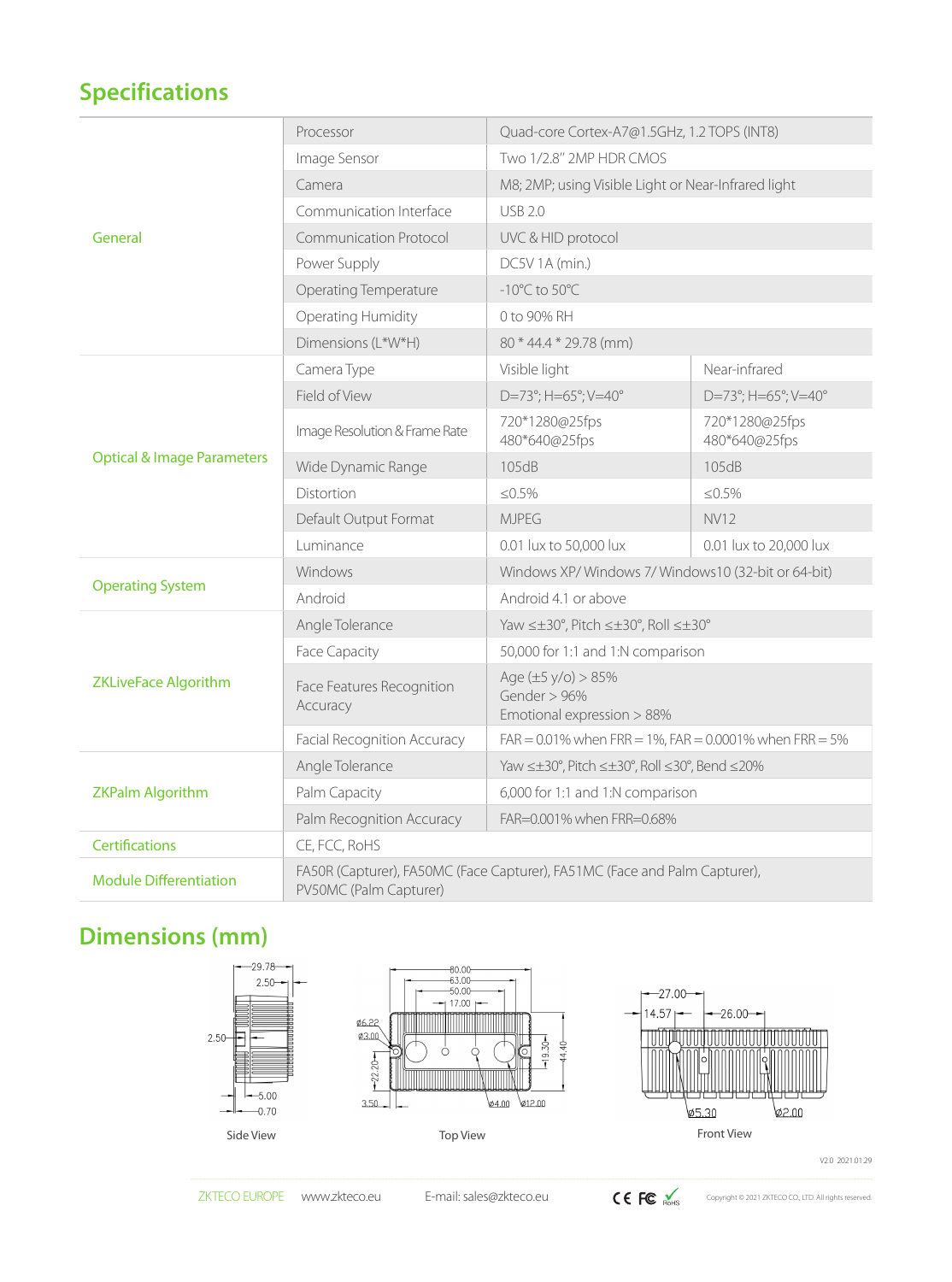## Specifications

| | | | |
|---|---|---|---|
| General | Processor | Quad-core Cortex-A7@1.5GHz, 1.2 TOPS (INT8) | |
| | Image Sensor | Two 1/2.8" 2MP HDR CMOS | |
| | Camera | M8; 2MP; using Visible Light or Near-Infrared light | |
| | Communication Interface | USB 2.0 | |
| | Communication Protocol | UVC & HID protocol | |
| | Power Supply | DC5V 1A (min.) | |
| | Operating Temperature | -10℃ to 50℃ | |
| | Operating Humidity | 0 to 90% RH | |
| | Dimensions (L*W*H) | 80 * 44.4 * 29.78 (mm) | |
| Optical & Image Parameters | Camera Type | Visible light | Near-infrared |
| | Field of View | D=73°; H=65°; V=40° | D=73°; H=65°; V=40° |
| | Image Resolution & Frame Rate | 720*1280@25fps<br>480*640@25fps | 720*1280@25fps<br>480*640@25fps |
| | Wide Dynamic Range | 105dB | 105dB |
| | Distortion | ≤0.5% | ≤0.5% |
| | Default Output Format | MJPEG | NV12 |
| | Luminance | 0.01 lux to 50,000 lux | 0.01 lux to 20,000 lux |
| Operating System | Windows | Windows XP/ Windows 7/ Windows10 (32-bit or 64-bit) | |
| | Android | Android 4.1 or above | |
| ZKLiveFace Algorithm | Angle Tolerance | Yaw ≤±30°, Pitch ≤±30°, Roll ≤±30° | |
| | Face Capacity | 50,000 for 1:1 and 1:N comparison | |
| | Face Features Recognition Accuracy | Age (±5 y/o) > 85%<br>Gender > 96%<br>Emotional expression > 88% | |
| | Facial Recognition Accuracy | FAR = 0.01% when FRR = 1%, FAR = 0.0001% when FRR = 5% | |
| ZKPalm Algorithm | Angle Tolerance | Yaw ≤±30°, Pitch ≤±30°, Roll ≤30°, Bend ≤20% | |
| | Palm Capacity | 6,000 for 1:1 and 1:N comparison | |
| | Palm Recognition Accuracy | FAR=0.001% when FRR=0.68% | |
| Certifications | CE, FCC, RoHS | | |
| Module Differentiation | FA50R (Capturer), FA50MC (Face Capturer), FA51MC (Face and Palm Capturer), PV50MC (Palm Capturer) | | |

## Dimensions (mm)

29.78
2.50
2.50
5.00
0.70

Side View

80.00
63.00
50.00
17.00
ø6.22
ø3.00
22.20
19.30
44.40
3.50
ø4.00
ø12.00

Top View

27.00
14.57
26.00
ø5.30
ø2.00

Front View

V2.0 2021.01.29

ZKTECO EUROPE www.zkteco.eu E-mail: sales@zkteco.eu

Copyright © 2021 ZKTECO CO., LTD. All rights reserved.